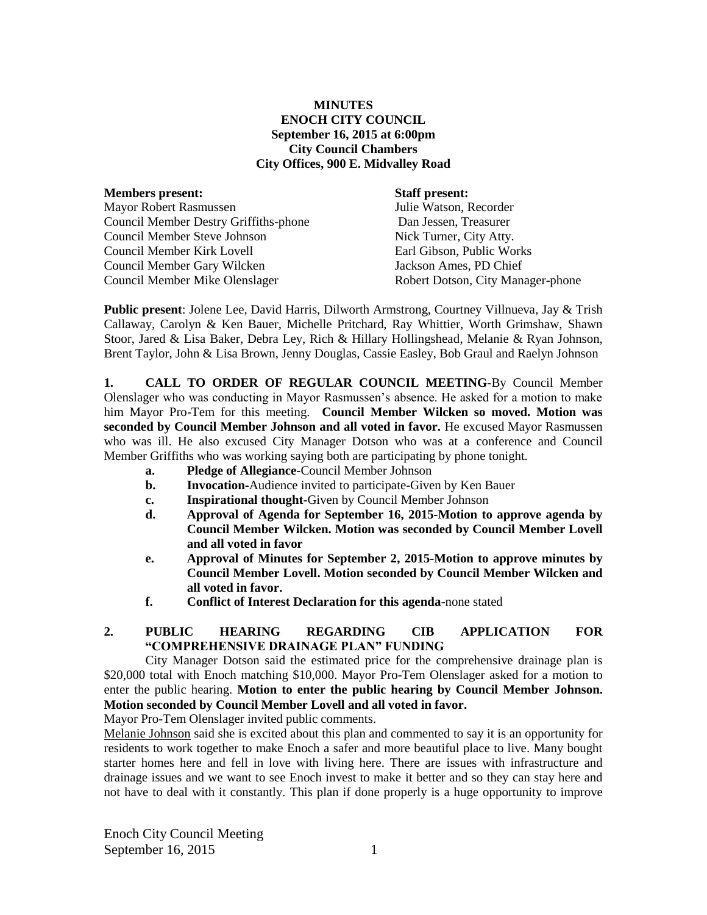**MINUTES**
**ENOCH CITY COUNCIL**
**September 16, 2015 at 6:00pm**
**City Council Chambers**
**City Offices, 900 E. Midvalley Road**

| **Members present:** | **Staff present:** |
| --- | --- |
| Mayor Robert Rasmussen | Julie Watson, Recorder |
| Council Member Destry Griffiths-phone | Dan Jessen, Treasurer |
| Council Member Steve Johnson | Nick Turner, City Atty. |
| Council Member Kirk Lovell | Earl Gibson, Public Works |
| Council Member Gary Wilcken | Jackson Ames, PD Chief |
| Council Member Mike Olenslager | Robert Dotson, City Manager-phone |

**Public present**: Jolene Lee, David Harris, Dilworth Armstrong, Courtney Villnueva, Jay & Trish Callaway, Carolyn & Ken Bauer, Michelle Pritchard, Ray Whittier, Worth Grimshaw, Shawn Stoor, Jared & Lisa Baker, Debra Ley, Rich & Hillary Hollingshead, Melanie & Ryan Johnson, Brent Taylor, John & Lisa Brown, Jenny Douglas, Cassie Easley, Bob Graul and Raelyn Johnson

**1. CALL TO ORDER OF REGULAR COUNCIL MEETING**-By Council Member Olenslager who was conducting in Mayor Rasmussen's absence. He asked for a motion to make him Mayor Pro-Tem for this meeting. **Council Member Wilcken so moved. Motion was seconded by Council Member Johnson and all voted in favor.** He excused Mayor Rasmussen who was ill. He also excused City Manager Dotson who was at a conference and Council Member Griffiths who was working saying both are participating by phone tonight.

- **a. Pledge of Allegiance-**Council Member Johnson
- **b. Invocation-**Audience invited to participate-Given by Ken Bauer
- **c. Inspirational thought-**Given by Council Member Johnson
- **d. Approval of Agenda for September 16, 2015-Motion to approve agenda by Council Member Wilcken. Motion was seconded by Council Member Lovell and all voted in favor**
- **e. Approval of Minutes for September 2, 2015-Motion to approve minutes by Council Member Lovell. Motion seconded by Council Member Wilcken and all voted in favor.**
- **f. Conflict of Interest Declaration for this agenda-**none stated

**2. PUBLIC HEARING REGARDING CIB APPLICATION FOR "COMPREHENSIVE DRAINAGE PLAN" FUNDING**

City Manager Dotson said the estimated price for the comprehensive drainage plan is \$20,000 total with Enoch matching \$10,000. Mayor Pro-Tem Olenslager asked for a motion to enter the public hearing. **Motion to enter the public hearing by Council Member Johnson. Motion seconded by Council Member Lovell and all voted in favor.**

Mayor Pro-Tem Olenslager invited public comments.

Melanie Johnson said she is excited about this plan and commented to say it is an opportunity for residents to work together to make Enoch a safer and more beautiful place to live. Many bought starter homes here and fell in love with living here. There are issues with infrastructure and drainage issues and we want to see Enoch invest to make it better and so they can stay here and not have to deal with it constantly. This plan if done properly is a huge opportunity to improve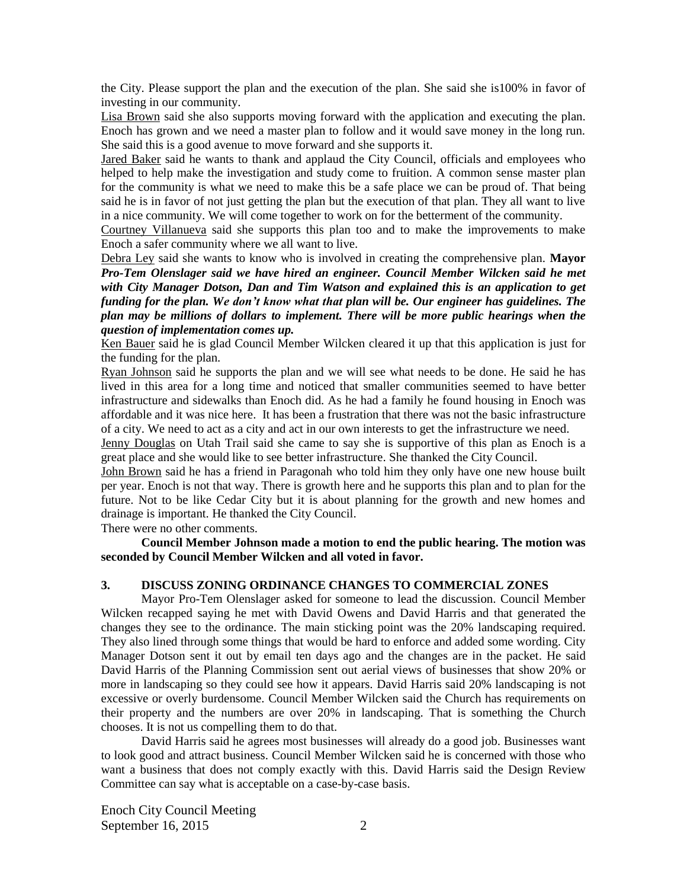the City. Please support the plan and the execution of the plan. She said she is100% in favor of investing in our community.

Lisa Brown said she also supports moving forward with the application and executing the plan. Enoch has grown and we need a master plan to follow and it would save money in the long run. She said this is a good avenue to move forward and she supports it.

Jared Baker said he wants to thank and applaud the City Council, officials and employees who helped to help make the investigation and study come to fruition. A common sense master plan for the community is what we need to make this be a safe place we can be proud of. That being said he is in favor of not just getting the plan but the execution of that plan. They all want to live in a nice community. We will come together to work on for the betterment of the community.

Courtney Villanueva said she supports this plan too and to make the improvements to make Enoch a safer community where we all want to live.

Debra Ley said she wants to know who is involved in creating the comprehensive plan. ***Mayor Pro-Tem Olenslager said we have hired an engineer. Council Member Wilcken said he met with City Manager Dotson, Dan and Tim Watson and explained this is an application to get funding for the plan. We don't know what that plan will be. Our engineer has guidelines. The plan may be millions of dollars to implement. There will be more public hearings when the question of implementation comes up.***

Ken Bauer said he is glad Council Member Wilcken cleared it up that this application is just for the funding for the plan.

Ryan Johnson said he supports the plan and we will see what needs to be done. He said he has lived in this area for a long time and noticed that smaller communities seemed to have better infrastructure and sidewalks than Enoch did. As he had a family he found housing in Enoch was affordable and it was nice here. It has been a frustration that there was not the basic infrastructure of a city. We need to act as a city and act in our own interests to get the infrastructure we need.

Jenny Douglas on Utah Trail said she came to say she is supportive of this plan as Enoch is a great place and she would like to see better infrastructure. She thanked the City Council.

John Brown said he has a friend in Paragonah who told him they only have one new house built per year. Enoch is not that way. There is growth here and he supports this plan and to plan for the future. Not to be like Cedar City but it is about planning for the growth and new homes and drainage is important. He thanked the City Council.

There were no other comments.

**Council Member Johnson made a motion to end the public hearing. The motion was seconded by Council Member Wilcken and all voted in favor.**

### 3. DISCUSS ZONING ORDINANCE CHANGES TO COMMERCIAL ZONES

Mayor Pro-Tem Olenslager asked for someone to lead the discussion. Council Member Wilcken recapped saying he met with David Owens and David Harris and that generated the changes they see to the ordinance. The main sticking point was the 20% landscaping required. They also lined through some things that would be hard to enforce and added some wording. City Manager Dotson sent it out by email ten days ago and the changes are in the packet. He said David Harris of the Planning Commission sent out aerial views of businesses that show 20% or more in landscaping so they could see how it appears. David Harris said 20% landscaping is not excessive or overly burdensome. Council Member Wilcken said the Church has requirements on their property and the numbers are over 20% in landscaping. That is something the Church chooses. It is not us compelling them to do that.

David Harris said he agrees most businesses will already do a good job. Businesses want to look good and attract business. Council Member Wilcken said he is concerned with those who want a business that does not comply exactly with this. David Harris said the Design Review Committee can say what is acceptable on a case-by-case basis.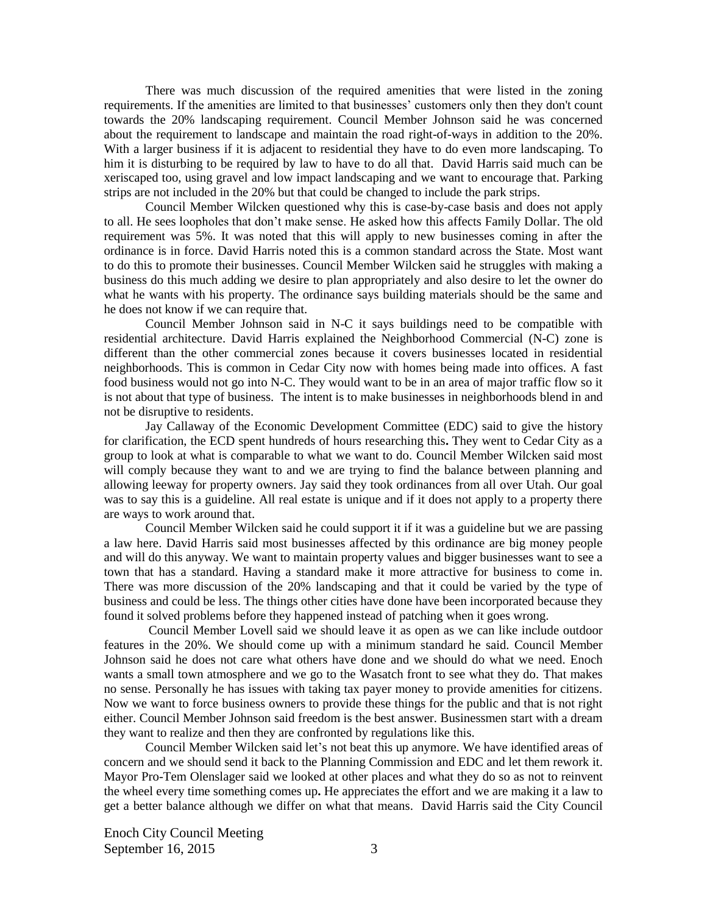There was much discussion of the required amenities that were listed in the zoning requirements. If the amenities are limited to that businesses' customers only then they don't count towards the 20% landscaping requirement. Council Member Johnson said he was concerned about the requirement to landscape and maintain the road right-of-ways in addition to the 20%. With a larger business if it is adjacent to residential they have to do even more landscaping. To him it is disturbing to be required by law to have to do all that. David Harris said much can be xeriscaped too, using gravel and low impact landscaping and we want to encourage that. Parking strips are not included in the 20% but that could be changed to include the park strips.

Council Member Wilcken questioned why this is case-by-case basis and does not apply to all. He sees loopholes that don't make sense. He asked how this affects Family Dollar. The old requirement was 5%. It was noted that this will apply to new businesses coming in after the ordinance is in force. David Harris noted this is a common standard across the State. Most want to do this to promote their businesses. Council Member Wilcken said he struggles with making a business do this much adding we desire to plan appropriately and also desire to let the owner do what he wants with his property. The ordinance says building materials should be the same and he does not know if we can require that.

Council Member Johnson said in N-C it says buildings need to be compatible with residential architecture. David Harris explained the Neighborhood Commercial (N-C) zone is different than the other commercial zones because it covers businesses located in residential neighborhoods. This is common in Cedar City now with homes being made into offices. A fast food business would not go into N-C. They would want to be in an area of major traffic flow so it is not about that type of business. The intent is to make businesses in neighborhoods blend in and not be disruptive to residents.

Jay Callaway of the Economic Development Committee (EDC) said to give the history for clarification, the ECD spent hundreds of hours researching this**.** They went to Cedar City as a group to look at what is comparable to what we want to do. Council Member Wilcken said most will comply because they want to and we are trying to find the balance between planning and allowing leeway for property owners. Jay said they took ordinances from all over Utah. Our goal was to say this is a guideline. All real estate is unique and if it does not apply to a property there are ways to work around that.

Council Member Wilcken said he could support it if it was a guideline but we are passing a law here. David Harris said most businesses affected by this ordinance are big money people and will do this anyway. We want to maintain property values and bigger businesses want to see a town that has a standard. Having a standard make it more attractive for business to come in. There was more discussion of the 20% landscaping and that it could be varied by the type of business and could be less. The things other cities have done have been incorporated because they found it solved problems before they happened instead of patching when it goes wrong.

Council Member Lovell said we should leave it as open as we can like include outdoor features in the 20%. We should come up with a minimum standard he said. Council Member Johnson said he does not care what others have done and we should do what we need. Enoch wants a small town atmosphere and we go to the Wasatch front to see what they do. That makes no sense. Personally he has issues with taking tax payer money to provide amenities for citizens. Now we want to force business owners to provide these things for the public and that is not right either. Council Member Johnson said freedom is the best answer. Businessmen start with a dream they want to realize and then they are confronted by regulations like this.

Council Member Wilcken said let's not beat this up anymore. We have identified areas of concern and we should send it back to the Planning Commission and EDC and let them rework it. Mayor Pro-Tem Olenslager said we looked at other places and what they do so as not to reinvent the wheel every time something comes up**.** He appreciates the effort and we are making it a law to get a better balance although we differ on what that means. David Harris said the City Council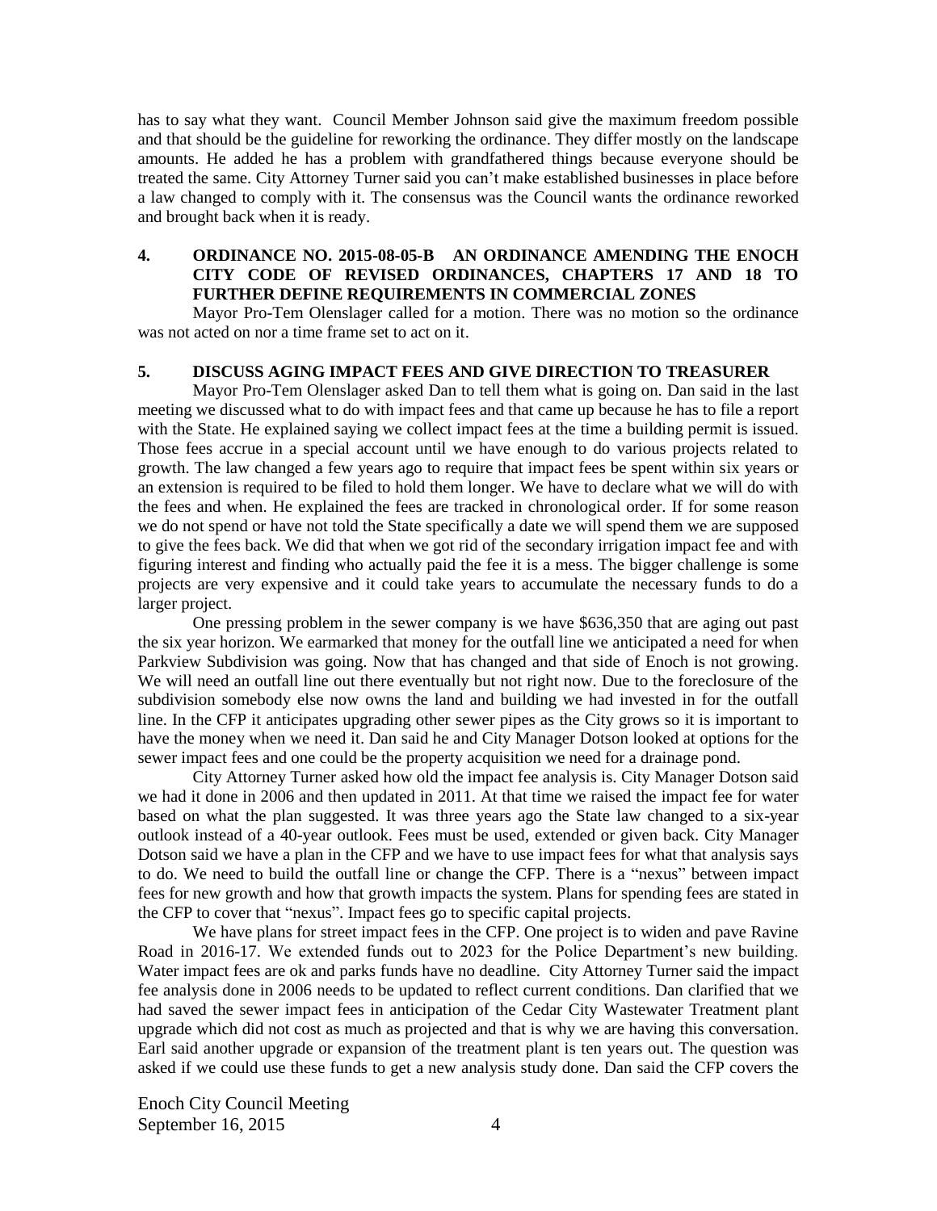has to say what they want. Council Member Johnson said give the maximum freedom possible and that should be the guideline for reworking the ordinance. They differ mostly on the landscape amounts. He added he has a problem with grandfathered things because everyone should be treated the same. City Attorney Turner said you can't make established businesses in place before a law changed to comply with it. The consensus was the Council wants the ordinance reworked and brought back when it is ready.

**4. ORDINANCE NO. 2015-08-05-B AN ORDINANCE AMENDING THE ENOCH CITY CODE OF REVISED ORDINANCES, CHAPTERS 17 AND 18 TO FURTHER DEFINE REQUIREMENTS IN COMMERCIAL ZONES**

Mayor Pro-Tem Olenslager called for a motion. There was no motion so the ordinance was not acted on nor a time frame set to act on it.

**5. DISCUSS AGING IMPACT FEES AND GIVE DIRECTION TO TREASURER**

Mayor Pro-Tem Olenslager asked Dan to tell them what is going on. Dan said in the last meeting we discussed what to do with impact fees and that came up because he has to file a report with the State. He explained saying we collect impact fees at the time a building permit is issued. Those fees accrue in a special account until we have enough to do various projects related to growth. The law changed a few years ago to require that impact fees be spent within six years or an extension is required to be filed to hold them longer. We have to declare what we will do with the fees and when. He explained the fees are tracked in chronological order. If for some reason we do not spend or have not told the State specifically a date we will spend them we are supposed to give the fees back. We did that when we got rid of the secondary irrigation impact fee and with figuring interest and finding who actually paid the fee it is a mess. The bigger challenge is some projects are very expensive and it could take years to accumulate the necessary funds to do a larger project.

One pressing problem in the sewer company is we have $636,350 that are aging out past the six year horizon. We earmarked that money for the outfall line we anticipated a need for when Parkview Subdivision was going. Now that has changed and that side of Enoch is not growing. We will need an outfall line out there eventually but not right now. Due to the foreclosure of the subdivision somebody else now owns the land and building we had invested in for the outfall line. In the CFP it anticipates upgrading other sewer pipes as the City grows so it is important to have the money when we need it. Dan said he and City Manager Dotson looked at options for the sewer impact fees and one could be the property acquisition we need for a drainage pond.

City Attorney Turner asked how old the impact fee analysis is. City Manager Dotson said we had it done in 2006 and then updated in 2011. At that time we raised the impact fee for water based on what the plan suggested. It was three years ago the State law changed to a six-year outlook instead of a 40-year outlook. Fees must be used, extended or given back. City Manager Dotson said we have a plan in the CFP and we have to use impact fees for what that analysis says to do. We need to build the outfall line or change the CFP. There is a "nexus" between impact fees for new growth and how that growth impacts the system. Plans for spending fees are stated in the CFP to cover that "nexus". Impact fees go to specific capital projects.

We have plans for street impact fees in the CFP. One project is to widen and pave Ravine Road in 2016-17. We extended funds out to 2023 for the Police Department's new building. Water impact fees are ok and parks funds have no deadline. City Attorney Turner said the impact fee analysis done in 2006 needs to be updated to reflect current conditions. Dan clarified that we had saved the sewer impact fees in anticipation of the Cedar City Wastewater Treatment plant upgrade which did not cost as much as projected and that is why we are having this conversation. Earl said another upgrade or expansion of the treatment plant is ten years out. The question was asked if we could use these funds to get a new analysis study done. Dan said the CFP covers the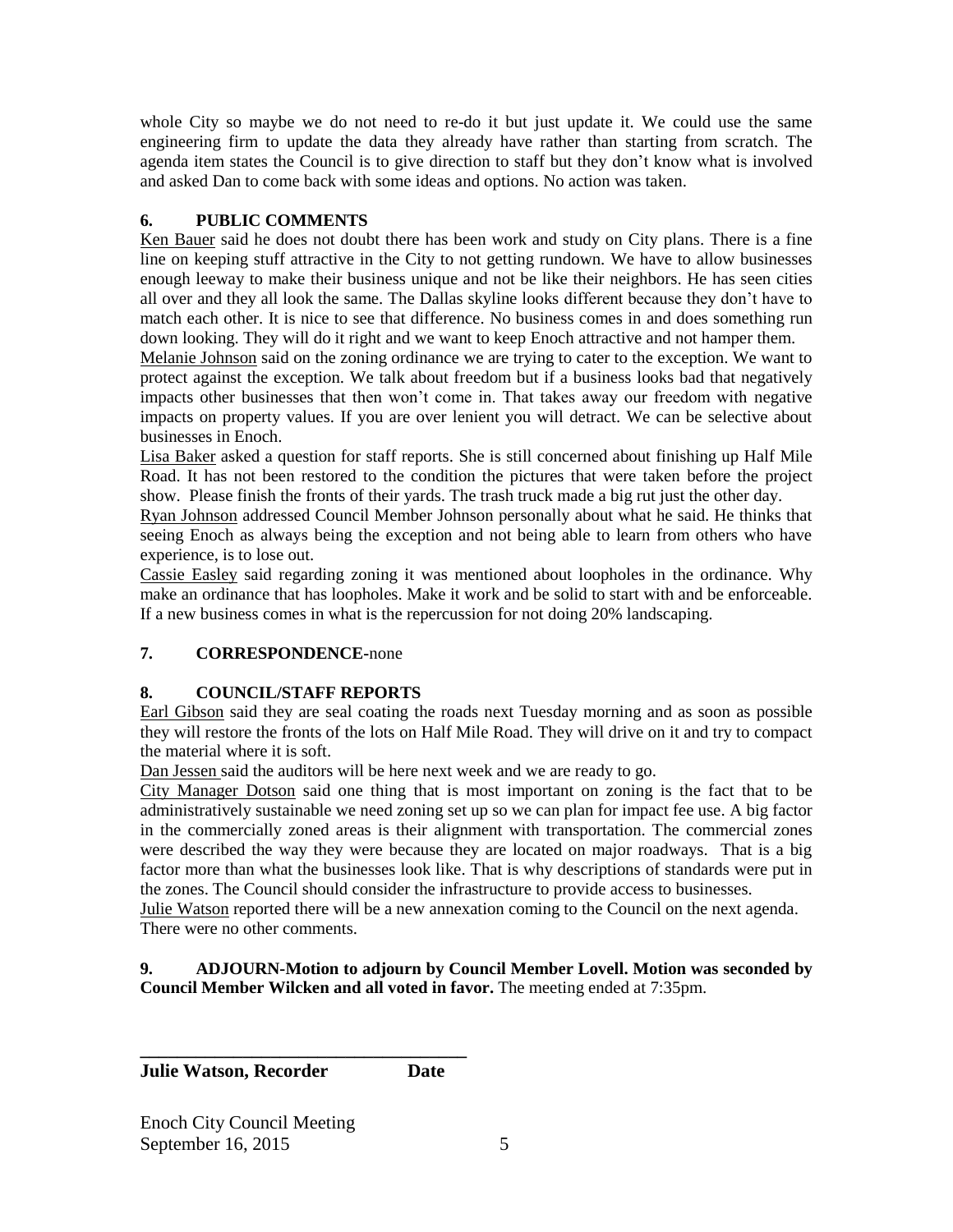whole City so maybe we do not need to re-do it but just update it. We could use the same engineering firm to update the data they already have rather than starting from scratch. The agenda item states the Council is to give direction to staff but they don't know what is involved and asked Dan to come back with some ideas and options. No action was taken.

## 6. PUBLIC COMMENTS

Ken Bauer said he does not doubt there has been work and study on City plans. There is a fine line on keeping stuff attractive in the City to not getting rundown. We have to allow businesses enough leeway to make their business unique and not be like their neighbors. He has seen cities all over and they all look the same. The Dallas skyline looks different because they don't have to match each other. It is nice to see that difference. No business comes in and does something run down looking. They will do it right and we want to keep Enoch attractive and not hamper them.

Melanie Johnson said on the zoning ordinance we are trying to cater to the exception. We want to protect against the exception. We talk about freedom but if a business looks bad that negatively impacts other businesses that then won't come in. That takes away our freedom with negative impacts on property values. If you are over lenient you will detract. We can be selective about businesses in Enoch.

Lisa Baker asked a question for staff reports. She is still concerned about finishing up Half Mile Road. It has not been restored to the condition the pictures that were taken before the project show. Please finish the fronts of their yards. The trash truck made a big rut just the other day.

Ryan Johnson addressed Council Member Johnson personally about what he said. He thinks that seeing Enoch as always being the exception and not being able to learn from others who have experience, is to lose out.

Cassie Easley said regarding zoning it was mentioned about loopholes in the ordinance. Why make an ordinance that has loopholes. Make it work and be solid to start with and be enforceable. If a new business comes in what is the repercussion for not doing 20% landscaping.

## 7. CORRESPONDENCE-none

## 8. COUNCIL/STAFF REPORTS

Earl Gibson said they are seal coating the roads next Tuesday morning and as soon as possible they will restore the fronts of the lots on Half Mile Road. They will drive on it and try to compact the material where it is soft.

Dan Jessen said the auditors will be here next week and we are ready to go.

City Manager Dotson said one thing that is most important on zoning is the fact that to be administratively sustainable we need zoning set up so we can plan for impact fee use. A big factor in the commercially zoned areas is their alignment with transportation. The commercial zones were described the way they were because they are located on major roadways. That is a big factor more than what the businesses look like. That is why descriptions of standards were put in the zones. The Council should consider the infrastructure to provide access to businesses.

Julie Watson reported there will be a new annexation coming to the Council on the next agenda.

There were no other comments.

**9. ADJOURN-Motion to adjourn by Council Member Lovell. Motion was seconded by Council Member Wilcken and all voted in favor.** The meeting ended at 7:35pm.

\_\_\_\_\_\_\_\_\_\_\_\_\_\_\_\_\_\_\_\_\_\_\_\_\_\_\_\_\_\_\_\_\_\_\_\_

**Julie Watson, Recorder Date**

Enoch City Council Meeting
September 16, 2015